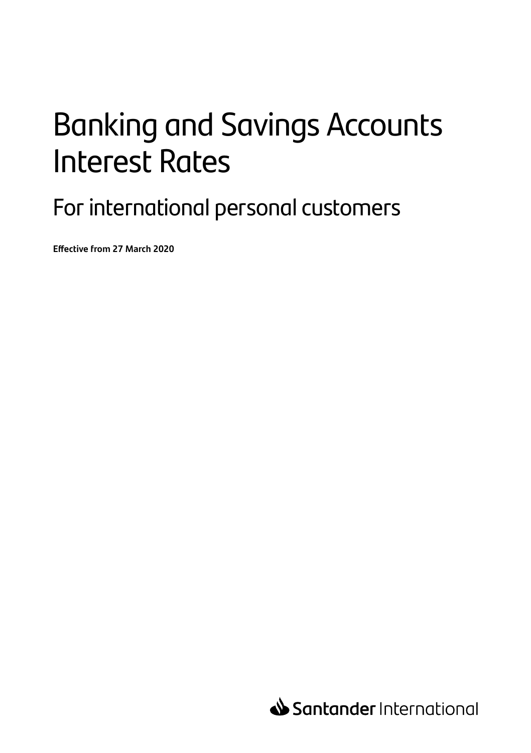# Banking and Savings Accounts Interest Rates

## For international personal customers

**Effective from 27 March 2020**

Santander International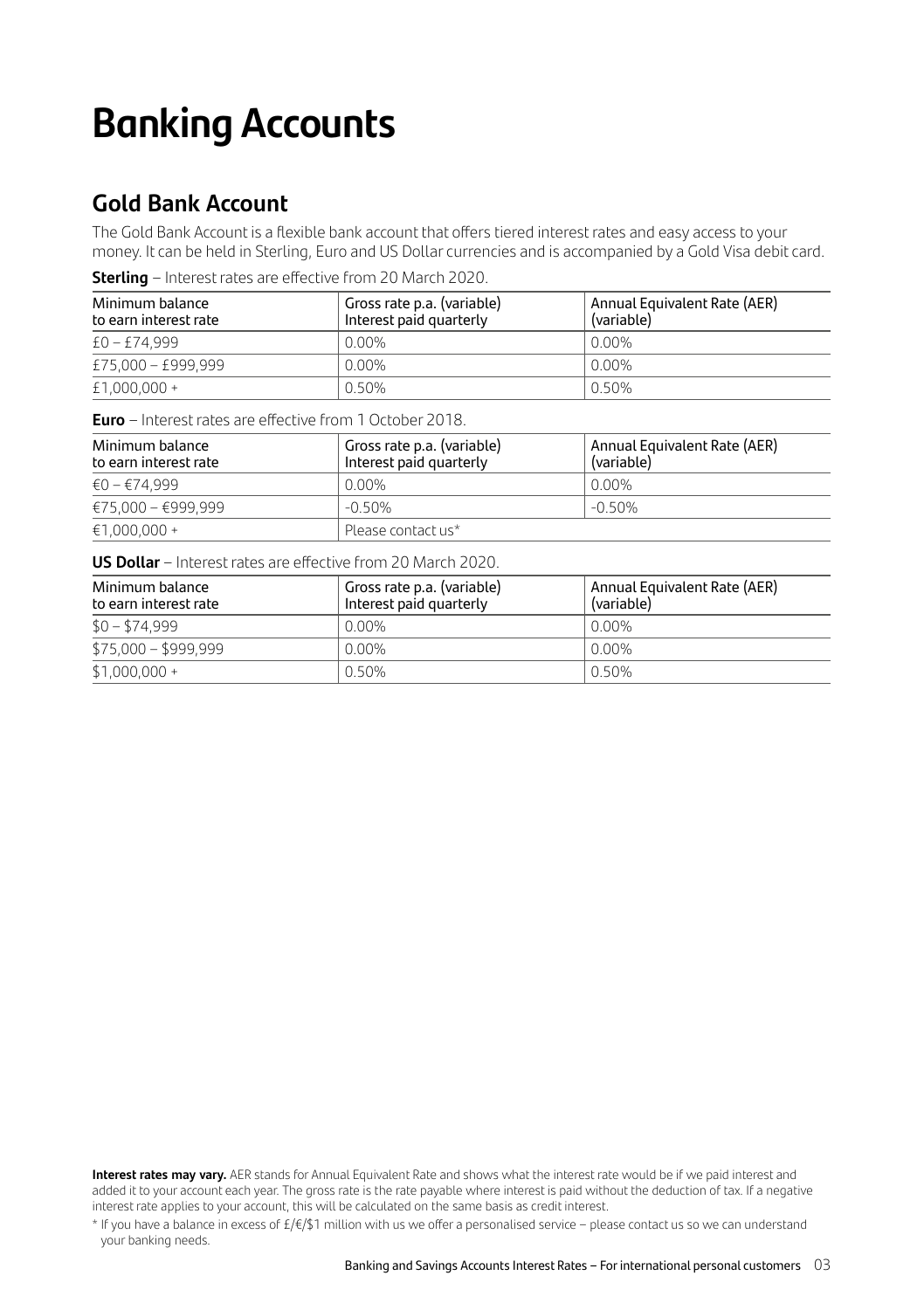# Banking Accounts

## Gold Bank Account

The Gold Bank Account is a flexible bank account that offers tiered interest rates and easy access to your money. It can be held in Sterling, Euro and US Dollar currencies and is accompanied by a Gold Visa debit card.

**Sterling** – Interest rates are effective from 20 March 2020.

| Minimum balance to earn interest rate | Gross rate p.a. (variable) Interest paid quarterly | Annual Equivalent Rate (AER) (variable) |
|---|---|---|
| £0 – £74,999 | 0.00% | 0.00% |
| £75,000 – £999,999 | 0.00% | 0.00% |
| £1,000,000 + | 0.50% | 0.50% |

**Euro** – Interest rates are effective from 1 October 2018.

| Minimum balance to earn interest rate | Gross rate p.a. (variable) Interest paid quarterly | Annual Equivalent Rate (AER) (variable) |
|---|---|---|
| €0 – €74,999 | 0.00% | 0.00% |
| €75,000 – €999,999 | -0.50% | -0.50% |
| €1,000,000 + | Please contact us* | |

**US Dollar** – Interest rates are effective from 20 March 2020.

| Minimum balance to earn interest rate | Gross rate p.a. (variable) Interest paid quarterly | Annual Equivalent Rate (AER) (variable) |
|---|---|---|
| $0 – $74,999 | 0.00% | 0.00% |
| $75,000 – $999,999 | 0.00% | 0.00% |
| $1,000,000 + | 0.50% | 0.50% |

**Interest rates may vary.** AER stands for Annual Equivalent Rate and shows what the interest rate would be if we paid interest and added it to your account each year. The gross rate is the rate payable where interest is paid without the deduction of tax. If a negative interest rate applies to your account, this will be calculated on the same basis as credit interest.

* If you have a balance in excess of £/€/$1 million with us we offer a personalised service – please contact us so we can understand your banking needs.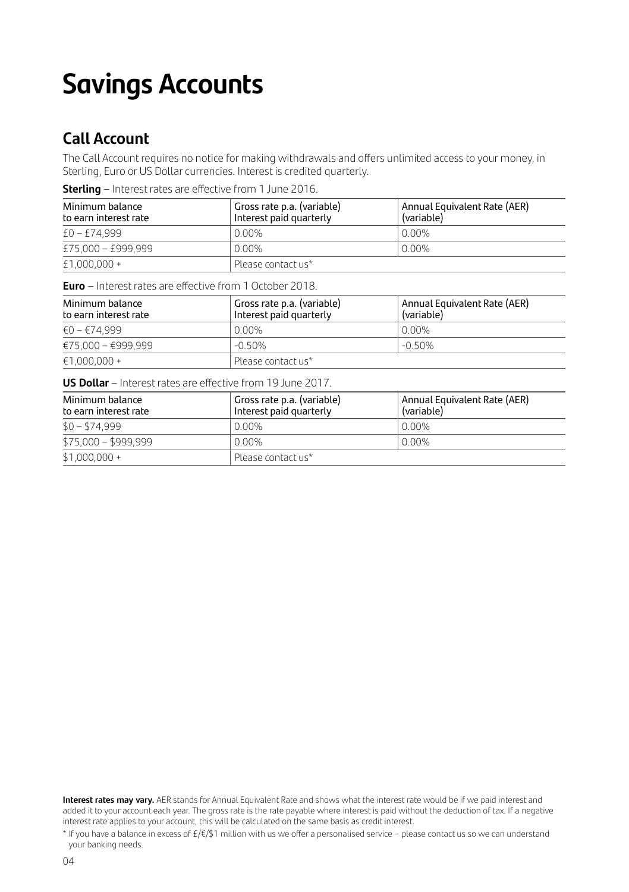# Savings Accounts

## Call Account

The Call Account requires no notice for making withdrawals and offers unlimited access to your money, in Sterling, Euro or US Dollar currencies. Interest is credited quarterly.

**Sterling** – Interest rates are effective from 1 June 2016.

| Minimum balance to earn interest rate | Gross rate p.a. (variable) Interest paid quarterly | Annual Equivalent Rate (AER) (variable) |
|---|---|---|
| £0 – £74,999 | 0.00% | 0.00% |
| £75,000 – £999,999 | 0.00% | 0.00% |
| £1,000,000 + | Please contact us* | |

**Euro** – Interest rates are effective from 1 October 2018.

| Minimum balance to earn interest rate | Gross rate p.a. (variable) Interest paid quarterly | Annual Equivalent Rate (AER) (variable) |
|---|---|---|
| €0 – €74,999 | 0.00% | 0.00% |
| €75,000 – €999,999 | -0.50% | -0.50% |
| €1,000,000 + | Please contact us* | |

**US Dollar** – Interest rates are effective from 19 June 2017.

| Minimum balance to earn interest rate | Gross rate p.a. (variable) Interest paid quarterly | Annual Equivalent Rate (AER) (variable) |
|---|---|---|
| $0 – $74,999 | 0.00% | 0.00% |
| $75,000 – $999,999 | 0.00% | 0.00% |
| $1,000,000 + | Please contact us* | |

**Interest rates may vary.** AER stands for Annual Equivalent Rate and shows what the interest rate would be if we paid interest and added it to your account each year. The gross rate is the rate payable where interest is paid without the deduction of tax. If a negative interest rate applies to your account, this will be calculated on the same basis as credit interest.

\* If you have a balance in excess of £/€/$1 million with us we offer a personalised service – please contact us so we can understand your banking needs.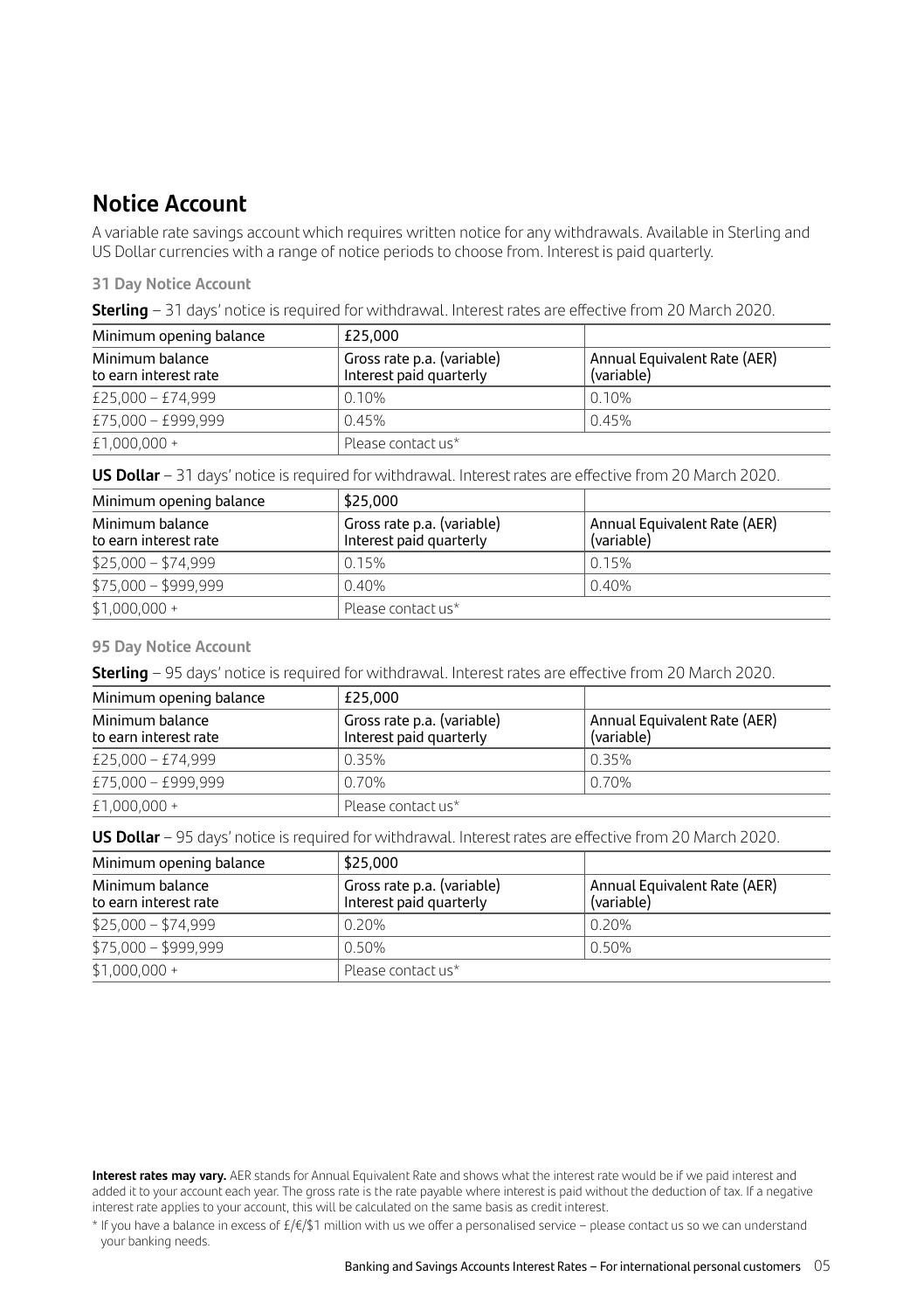## Notice Account

A variable rate savings account which requires written notice for any withdrawals. Available in Sterling and US Dollar currencies with a range of notice periods to choose from. Interest is paid quarterly.

### 31 Day Notice Account

**Sterling** – 31 days' notice is required for withdrawal. Interest rates are effective from 20 March 2020.

| Minimum opening balance | £25,000 | |
|---|---|---|
| Minimum balance to earn interest rate | Gross rate p.a. (variable) Interest paid quarterly | Annual Equivalent Rate (AER) (variable) |
| £25,000 – £74,999 | 0.10% | 0.10% |
| £75,000 – £999,999 | 0.45% | 0.45% |
| £1,000,000 + | Please contact us* | |

**US Dollar** – 31 days' notice is required for withdrawal. Interest rates are effective from 20 March 2020.

| Minimum opening balance | $25,000 | |
|---|---|---|
| Minimum balance to earn interest rate | Gross rate p.a. (variable) Interest paid quarterly | Annual Equivalent Rate (AER) (variable) |
| $25,000 – $74,999 | 0.15% | 0.15% |
| $75,000 – $999,999 | 0.40% | 0.40% |
| $1,000,000 + | Please contact us* | |

### 95 Day Notice Account

**Sterling** – 95 days' notice is required for withdrawal. Interest rates are effective from 20 March 2020.

| Minimum opening balance | £25,000 | |
|---|---|---|
| Minimum balance to earn interest rate | Gross rate p.a. (variable) Interest paid quarterly | Annual Equivalent Rate (AER) (variable) |
| £25,000 – £74,999 | 0.35% | 0.35% |
| £75,000 – £999,999 | 0.70% | 0.70% |
| £1,000,000 + | Please contact us* | |

**US Dollar** – 95 days' notice is required for withdrawal. Interest rates are effective from 20 March 2020.

| Minimum opening balance | $25,000 | |
|---|---|---|
| Minimum balance to earn interest rate | Gross rate p.a. (variable) Interest paid quarterly | Annual Equivalent Rate (AER) (variable) |
| $25,000 – $74,999 | 0.20% | 0.20% |
| $75,000 – $999,999 | 0.50% | 0.50% |
| $1,000,000 + | Please contact us* | |

**Interest rates may vary.** AER stands for Annual Equivalent Rate and shows what the interest rate would be if we paid interest and added it to your account each year. The gross rate is the rate payable where interest is paid without the deduction of tax. If a negative interest rate applies to your account, this will be calculated on the same basis as credit interest.

* If you have a balance in excess of £/€/$1 million with us we offer a personalised service – please contact us so we can understand your banking needs.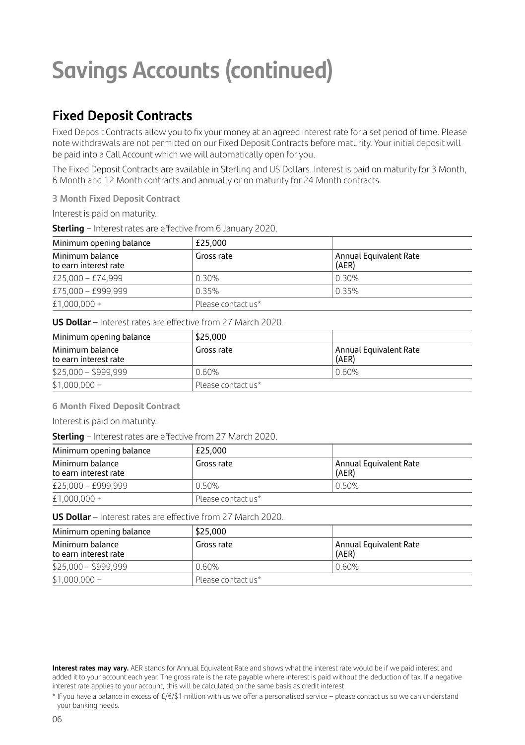# Savings Accounts (continued)

## Fixed Deposit Contracts

Fixed Deposit Contracts allow you to fix your money at an agreed interest rate for a set period of time. Please note withdrawals are not permitted on our Fixed Deposit Contracts before maturity. Your initial deposit will be paid into a Call Account which we will automatically open for you.

The Fixed Deposit Contracts are available in Sterling and US Dollars. Interest is paid on maturity for 3 Month, 6 Month and 12 Month contracts and annually or on maturity for 24 Month contracts.

### 3 Month Fixed Deposit Contract

Interest is paid on maturity.

**Sterling** – Interest rates are effective from 6 January 2020.

| Minimum opening balance | £25,000 | |
|---|---|---|
| Minimum balance to earn interest rate | Gross rate | Annual Equivalent Rate (AER) |
| £25,000 – £74,999 | 0.30% | 0.30% |
| £75,000 – £999,999 | 0.35% | 0.35% |
| £1,000,000 + | Please contact us* | |

**US Dollar** – Interest rates are effective from 27 March 2020.

| Minimum opening balance | $25,000 | |
|---|---|---|
| Minimum balance to earn interest rate | Gross rate | Annual Equivalent Rate (AER) |
| $25,000 – $999,999 | 0.60% | 0.60% |
| $1,000,000 + | Please contact us* | |

### 6 Month Fixed Deposit Contract

Interest is paid on maturity.

**Sterling** – Interest rates are effective from 27 March 2020.

| Minimum opening balance | £25,000 | |
|---|---|---|
| Minimum balance to earn interest rate | Gross rate | Annual Equivalent Rate (AER) |
| £25,000 – £999,999 | 0.50% | 0.50% |
| £1,000,000 + | Please contact us* | |

**US Dollar** – Interest rates are effective from 27 March 2020.

| Minimum opening balance | $25,000 | |
|---|---|---|
| Minimum balance to earn interest rate | Gross rate | Annual Equivalent Rate (AER) |
| $25,000 – $999,999 | 0.60% | 0.60% |
| $1,000,000 + | Please contact us* | |

**Interest rates may vary.** AER stands for Annual Equivalent Rate and shows what the interest rate would be if we paid interest and added it to your account each year. The gross rate is the rate payable where interest is paid without the deduction of tax. If a negative interest rate applies to your account, this will be calculated on the same basis as credit interest.

* If you have a balance in excess of £/€/$1 million with us we offer a personalised service – please contact us so we can understand your banking needs.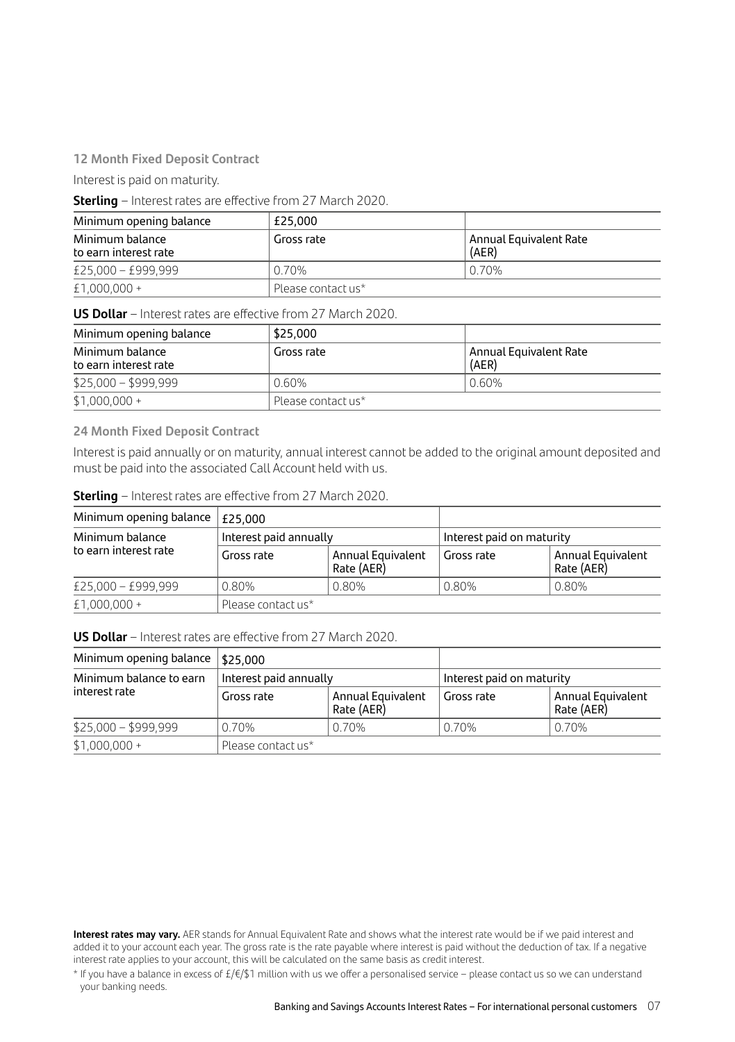### 12 Month Fixed Deposit Contract

Interest is paid on maturity.

**Sterling** – Interest rates are effective from 27 March 2020.

| Minimum opening balance | £25,000 | |
|---|---|---|
| Minimum balance to earn interest rate | Gross rate | Annual Equivalent Rate (AER) |
| £25,000 – £999,999 | 0.70% | 0.70% |
| £1,000,000 + | Please contact us* | |

**US Dollar** – Interest rates are effective from 27 March 2020.

| Minimum opening balance | $25,000 | |
|---|---|---|
| Minimum balance to earn interest rate | Gross rate | Annual Equivalent Rate (AER) |
| $25,000 – $999,999 | 0.60% | 0.60% |
| $1,000,000 + | Please contact us* | |

### 24 Month Fixed Deposit Contract

Interest is paid annually or on maturity, annual interest cannot be added to the original amount deposited and must be paid into the associated Call Account held with us.

**Sterling** – Interest rates are effective from 27 March 2020.

| Minimum opening balance | £25,000 | | | |
|---|---|---|---|---|
| Minimum balance to earn interest rate | Interest paid annually | | Interest paid on maturity | |
| | Gross rate | Annual Equivalent Rate (AER) | Gross rate | Annual Equivalent Rate (AER) |
| £25,000 – £999,999 | 0.80% | 0.80% | 0.80% | 0.80% |
| £1,000,000 + | Please contact us* | | | |

**US Dollar** – Interest rates are effective from 27 March 2020.

| Minimum opening balance | $25,000 | | | |
|---|---|---|---|---|
| Minimum balance to earn interest rate | Interest paid annually | | Interest paid on maturity | |
| | Gross rate | Annual Equivalent Rate (AER) | Gross rate | Annual Equivalent Rate (AER) |
| $25,000 – $999,999 | 0.70% | 0.70% | 0.70% | 0.70% |
| $1,000,000 + | Please contact us* | | | |

**Interest rates may vary.** AER stands for Annual Equivalent Rate and shows what the interest rate would be if we paid interest and added it to your account each year. The gross rate is the rate payable where interest is paid without the deduction of tax. If a negative interest rate applies to your account, this will be calculated on the same basis as credit interest.

* If you have a balance in excess of £/€/$1 million with us we offer a personalised service – please contact us so we can understand your banking needs.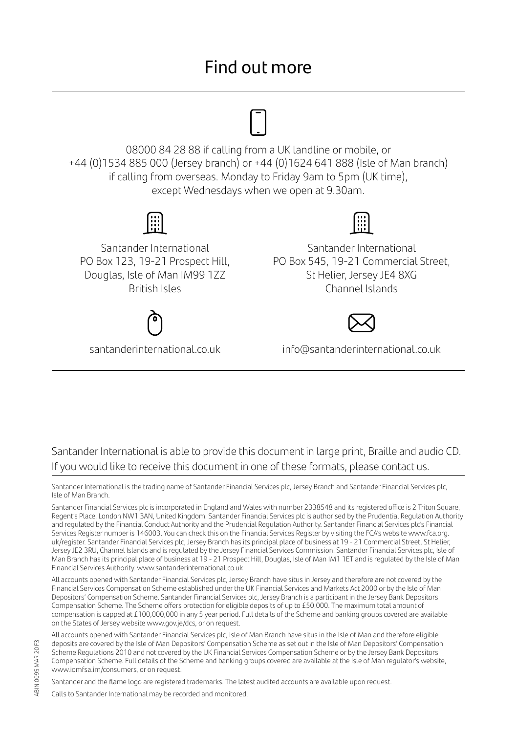# Find out more

08000 84 28 88 if calling from a UK landline or mobile, or +44 (0)1534 885 000 (Jersey branch) or +44 (0)1624 641 888 (Isle of Man branch) if calling from overseas. Monday to Friday 9am to 5pm (UK time), except Wednesdays when we open at 9.30am.

Santander International
PO Box 123, 19-21 Prospect Hill,
Douglas, Isle of Man IM99 1ZZ
British Isles

Santander International
PO Box 545, 19-21 Commercial Street,
St Helier, Jersey JE4 8XG
Channel Islands

santanderinternational.co.uk

info@santanderinternational.co.uk

Santander International is able to provide this document in large print, Braille and audio CD. If you would like to receive this document in one of these formats, please contact us.

Santander International is the trading name of Santander Financial Services plc, Jersey Branch and Santander Financial Services plc, Isle of Man Branch.

Santander Financial Services plc is incorporated in England and Wales with number 2338548 and its registered office is 2 Triton Square, Regent's Place, London NW1 3AN, United Kingdom. Santander Financial Services plc is authorised by the Prudential Regulation Authority and regulated by the Financial Conduct Authority and the Prudential Regulation Authority. Santander Financial Services plc's Financial Services Register number is 146003. You can check this on the Financial Services Register by visiting the FCA's website www.fca.org.uk/register. Santander Financial Services plc, Jersey Branch has its principal place of business at 19 - 21 Commercial Street, St Helier, Jersey JE2 3RU, Channel Islands and is regulated by the Jersey Financial Services Commission. Santander Financial Services plc, Isle of Man Branch has its principal place of business at 19 - 21 Prospect Hill, Douglas, Isle of Man IM1 1ET and is regulated by the Isle of Man Financial Services Authority. www.santanderinternational.co.uk

All accounts opened with Santander Financial Services plc, Jersey Branch have situs in Jersey and therefore are not covered by the Financial Services Compensation Scheme established under the UK Financial Services and Markets Act 2000 or by the Isle of Man Depositors' Compensation Scheme. Santander Financial Services plc, Jersey Branch is a participant in the Jersey Bank Depositors Compensation Scheme. The Scheme offers protection for eligible deposits of up to £50,000. The maximum total amount of compensation is capped at £100,000,000 in any 5 year period. Full details of the Scheme and banking groups covered are available on the States of Jersey website www.gov.je/dcs, or on request.

All accounts opened with Santander Financial Services plc, Isle of Man Branch have situs in the Isle of Man and therefore eligible deposits are covered by the Isle of Man Depositors' Compensation Scheme as set out in the Isle of Man Depositors' Compensation Scheme Regulations 2010 and not covered by the UK Financial Services Compensation Scheme or by the Jersey Bank Depositors Compensation Scheme. Full details of the Scheme and banking groups covered are available at the Isle of Man regulator's website, www.iomfsa.im/consumers, or on request.

Santander and the flame logo are registered trademarks. The latest audited accounts are available upon request.

Calls to Santander International may be recorded and monitored.

ABIN 0095 MAR 20 F3